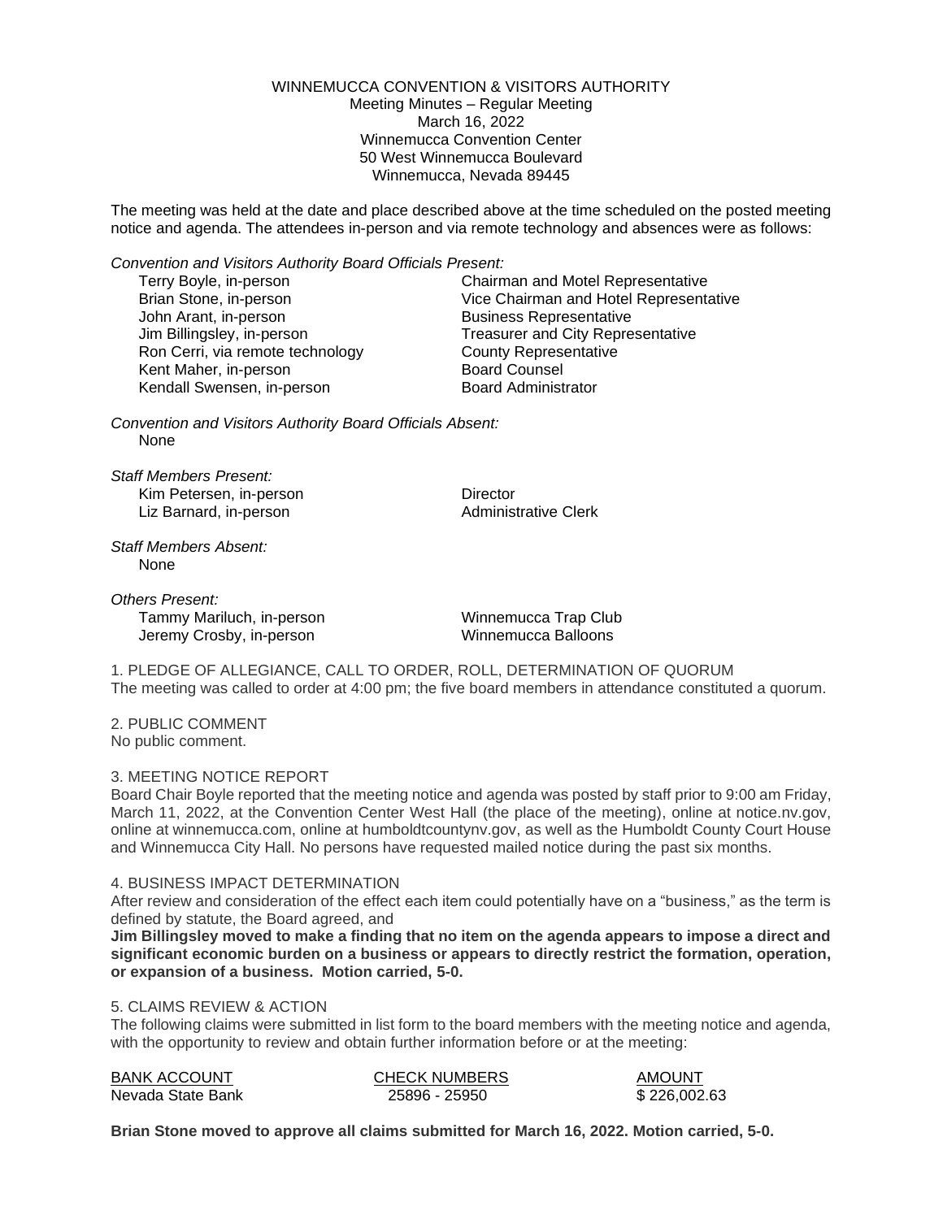WINNEMUCCA CONVENTION & VISITORS AUTHORITY
Meeting Minutes – Regular Meeting
March 16, 2022
Winnemucca Convention Center
50 West Winnemucca Boulevard
Winnemucca, Nevada 89445

The meeting was held at the date and place described above at the time scheduled on the posted meeting notice and agenda. The attendees in-person and via remote technology and absences were as follows:

*Convention and Visitors Authority Board Officials Present:*

| | |
|---|---|
| Terry Boyle, in-person | Chairman and Motel Representative |
| Brian Stone, in-person | Vice Chairman and Hotel Representative |
| John Arant, in-person | Business Representative |
| Jim Billingsley, in-person | Treasurer and City Representative |
| Ron Cerri, via remote technology | County Representative |
| Kent Maher, in-person | Board Counsel |
| Kendall Swensen, in-person | Board Administrator |

*Convention and Visitors Authority Board Officials Absent:*
None

*Staff Members Present:*

| | |
|---|---|
| Kim Petersen, in-person | Director |
| Liz Barnard, in-person | Administrative Clerk |

*Staff Members Absent:*
None

*Others Present:*

| | |
|---|---|
| Tammy Mariluch, in-person | Winnemucca Trap Club |
| Jeremy Crosby, in-person | Winnemucca Balloons |

1. PLEDGE OF ALLEGIANCE, CALL TO ORDER, ROLL, DETERMINATION OF QUORUM
The meeting was called to order at 4:00 pm; the five board members in attendance constituted a quorum.

2. PUBLIC COMMENT
No public comment.

3. MEETING NOTICE REPORT
Board Chair Boyle reported that the meeting notice and agenda was posted by staff prior to 9:00 am Friday, March 11, 2022, at the Convention Center West Hall (the place of the meeting), online at notice.nv.gov, online at winnemucca.com, online at humboldtcountynv.gov, as well as the Humboldt County Court House and Winnemucca City Hall. No persons have requested mailed notice during the past six months.

4. BUSINESS IMPACT DETERMINATION
After review and consideration of the effect each item could potentially have on a "business," as the term is defined by statute, the Board agreed, and
**Jim Billingsley moved to make a finding that no item on the agenda appears to impose a direct and significant economic burden on a business or appears to directly restrict the formation, operation, or expansion of a business. Motion carried, 5-0.**

5. CLAIMS REVIEW & ACTION
The following claims were submitted in list form to the board members with the meeting notice and agenda, with the opportunity to review and obtain further information before or at the meeting:

| BANK ACCOUNT | CHECK NUMBERS | AMOUNT |
|---|---|---|
| Nevada State Bank | 25896 - 25950 | $ 226,002.63 |

**Brian Stone moved to approve all claims submitted for March 16, 2022. Motion carried, 5-0.**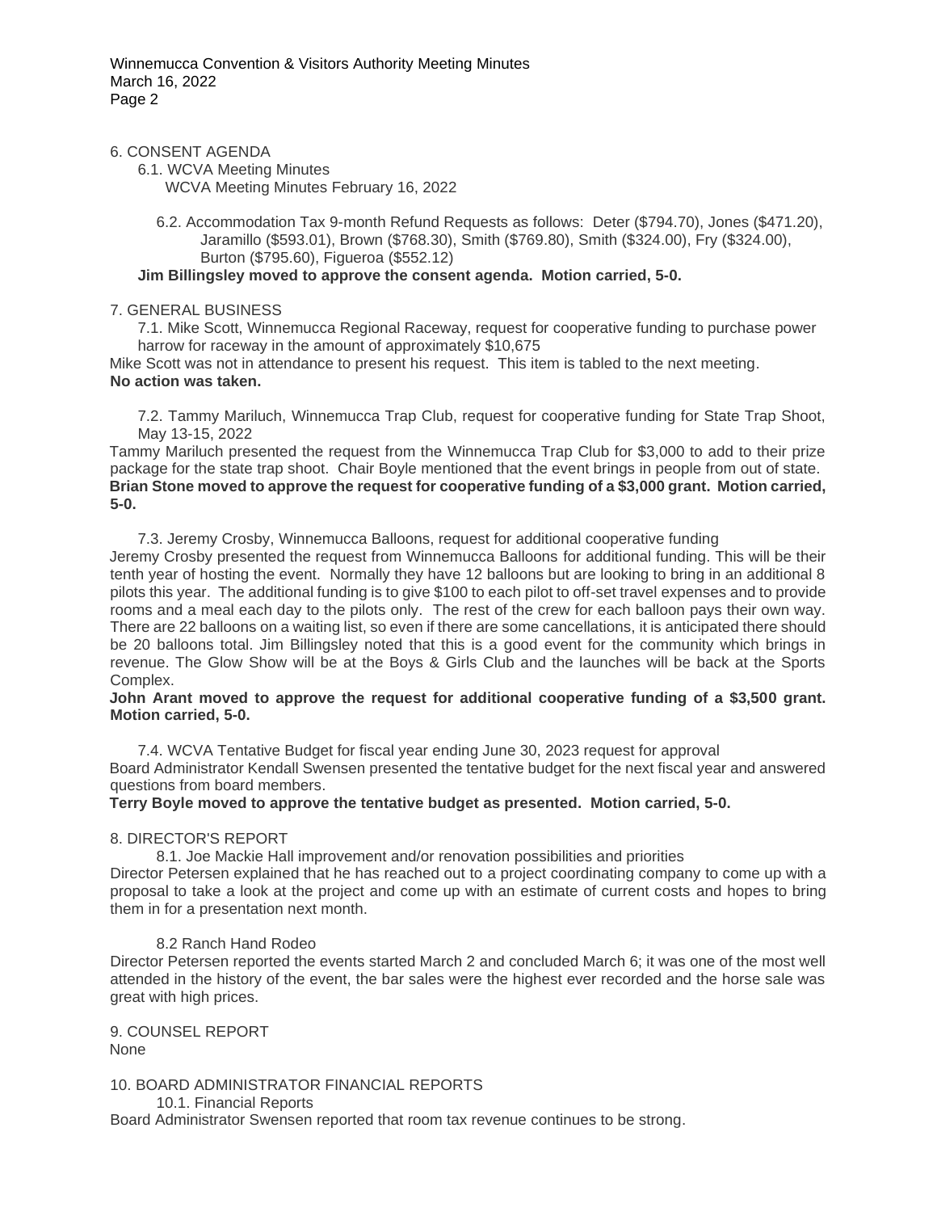6. CONSENT AGENDA

6.1. WCVA Meeting Minutes

WCVA Meeting Minutes February 16, 2022

6.2. Accommodation Tax 9-month Refund Requests as follows: Deter ($794.70), Jones ($471.20), Jaramillo ($593.01), Brown ($768.30), Smith ($769.80), Smith ($324.00), Fry ($324.00), Burton ($795.60), Figueroa ($552.12)

**Jim Billingsley moved to approve the consent agenda. Motion carried, 5-0.**

7. GENERAL BUSINESS

7.1. Mike Scott, Winnemucca Regional Raceway, request for cooperative funding to purchase power harrow for raceway in the amount of approximately $10,675

Mike Scott was not in attendance to present his request. This item is tabled to the next meeting.
**No action was taken.**

7.2. Tammy Mariluch, Winnemucca Trap Club, request for cooperative funding for State Trap Shoot, May 13-15, 2022

Tammy Mariluch presented the request from the Winnemucca Trap Club for $3,000 to add to their prize package for the state trap shoot. Chair Boyle mentioned that the event brings in people from out of state.
**Brian Stone moved to approve the request for cooperative funding of a $3,000 grant. Motion carried, 5-0.**

7.3. Jeremy Crosby, Winnemucca Balloons, request for additional cooperative funding

Jeremy Crosby presented the request from Winnemucca Balloons for additional funding. This will be their tenth year of hosting the event. Normally they have 12 balloons but are looking to bring in an additional 8 pilots this year. The additional funding is to give $100 to each pilot to off-set travel expenses and to provide rooms and a meal each day to the pilots only. The rest of the crew for each balloon pays their own way. There are 22 balloons on a waiting list, so even if there are some cancellations, it is anticipated there should be 20 balloons total. Jim Billingsley noted that this is a good event for the community which brings in revenue. The Glow Show will be at the Boys & Girls Club and the launches will be back at the Sports Complex.

**John Arant moved to approve the request for additional cooperative funding of a $3,500 grant. Motion carried, 5-0.**

7.4. WCVA Tentative Budget for fiscal year ending June 30, 2023 request for approval

Board Administrator Kendall Swensen presented the tentative budget for the next fiscal year and answered questions from board members.

**Terry Boyle moved to approve the tentative budget as presented. Motion carried, 5-0.**

8. DIRECTOR'S REPORT

8.1. Joe Mackie Hall improvement and/or renovation possibilities and priorities

Director Petersen explained that he has reached out to a project coordinating company to come up with a proposal to take a look at the project and come up with an estimate of current costs and hopes to bring them in for a presentation next month.

8.2 Ranch Hand Rodeo

Director Petersen reported the events started March 2 and concluded March 6; it was one of the most well attended in the history of the event, the bar sales were the highest ever recorded and the horse sale was great with high prices.

9. COUNSEL REPORT

None

10. BOARD ADMINISTRATOR FINANCIAL REPORTS

10.1. Financial Reports

Board Administrator Swensen reported that room tax revenue continues to be strong.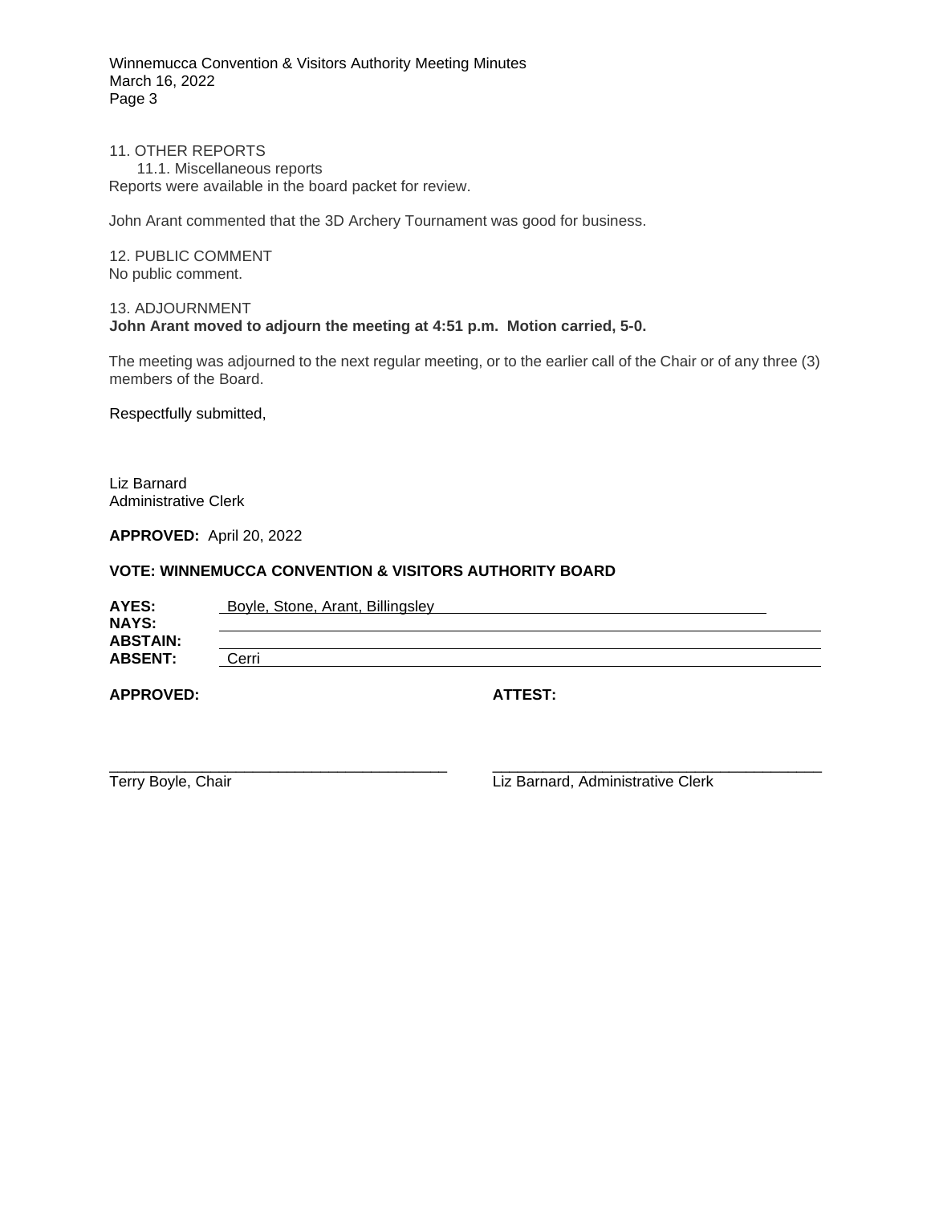11. OTHER REPORTS

11.1. Miscellaneous reports

Reports were available in the board packet for review.

John Arant commented that the 3D Archery Tournament was good for business.

12. PUBLIC COMMENT

No public comment.

13. ADJOURNMENT

**John Arant moved to adjourn the meeting at 4:51 p.m. Motion carried, 5-0.**

The meeting was adjourned to the next regular meeting, or to the earlier call of the Chair or of any three (3) members of the Board.

Respectfully submitted,

Liz Barnard
Administrative Clerk

**APPROVED:** April 20, 2022

**VOTE: WINNEMUCCA CONVENTION & VISITORS AUTHORITY BOARD**

| | |
|---|---|
| **AYES:** | Boyle, Stone, Arant, Billingsley |
| **NAYS:** | |
| **ABSTAIN:** | |
| **ABSENT:** | Cerri |

**APPROVED:** **ATTEST:**

\_\_\_\_\_\_\_\_\_\_\_\_\_\_\_\_\_\_\_\_\_\_\_\_\_\_\_\_\_\_\_\_\_\_\_\_\_\_\_\_
Terry Boyle, Chair

\_\_\_\_\_\_\_\_\_\_\_\_\_\_\_\_\_\_\_\_\_\_\_\_\_\_\_\_\_\_\_\_\_\_\_\_\_\_\_\_
Liz Barnard, Administrative Clerk